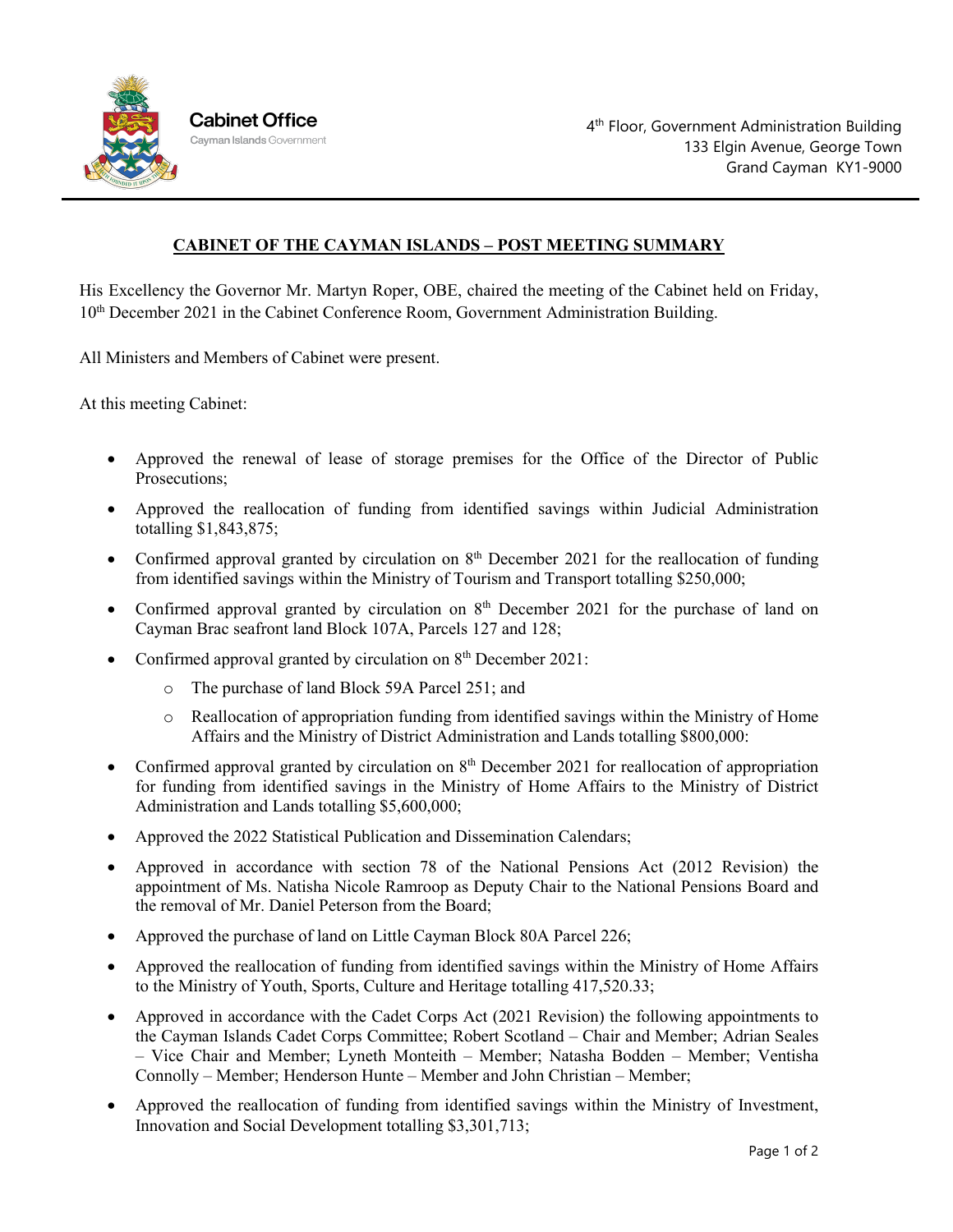Cabinet Office
Cayman Islands Government

4th Floor, Government Administration Building
133 Elgin Avenue, George Town
Grand Cayman KY1-9000

## CABINET OF THE CAYMAN ISLANDS – POST MEETING SUMMARY

His Excellency the Governor Mr. Martyn Roper, OBE, chaired the meeting of the Cabinet held on Friday, 10th December 2021 in the Cabinet Conference Room, Government Administration Building.

All Ministers and Members of Cabinet were present.

At this meeting Cabinet:

- Approved the renewal of lease of storage premises for the Office of the Director of Public Prosecutions;
- Approved the reallocation of funding from identified savings within Judicial Administration totalling $1,843,875;
- Confirmed approval granted by circulation on 8th December 2021 for the reallocation of funding from identified savings within the Ministry of Tourism and Transport totalling $250,000;
- Confirmed approval granted by circulation on 8th December 2021 for the purchase of land on Cayman Brac seafront land Block 107A, Parcels 127 and 128;
- Confirmed approval granted by circulation on 8th December 2021:
  - The purchase of land Block 59A Parcel 251; and
  - Reallocation of appropriation funding from identified savings within the Ministry of Home Affairs and the Ministry of District Administration and Lands totalling $800,000:
- Confirmed approval granted by circulation on 8th December 2021 for reallocation of appropriation for funding from identified savings in the Ministry of Home Affairs to the Ministry of District Administration and Lands totalling $5,600,000;
- Approved the 2022 Statistical Publication and Dissemination Calendars;
- Approved in accordance with section 78 of the National Pensions Act (2012 Revision) the appointment of Ms. Natisha Nicole Ramroop as Deputy Chair to the National Pensions Board and the removal of Mr. Daniel Peterson from the Board;
- Approved the purchase of land on Little Cayman Block 80A Parcel 226;
- Approved the reallocation of funding from identified savings within the Ministry of Home Affairs to the Ministry of Youth, Sports, Culture and Heritage totalling 417,520.33;
- Approved in accordance with the Cadet Corps Act (2021 Revision) the following appointments to the Cayman Islands Cadet Corps Committee; Robert Scotland – Chair and Member; Adrian Seales – Vice Chair and Member; Lyneth Monteith – Member; Natasha Bodden – Member; Ventisha Connolly – Member; Henderson Hunte – Member and John Christian – Member;
- Approved the reallocation of funding from identified savings within the Ministry of Investment, Innovation and Social Development totalling $3,301,713;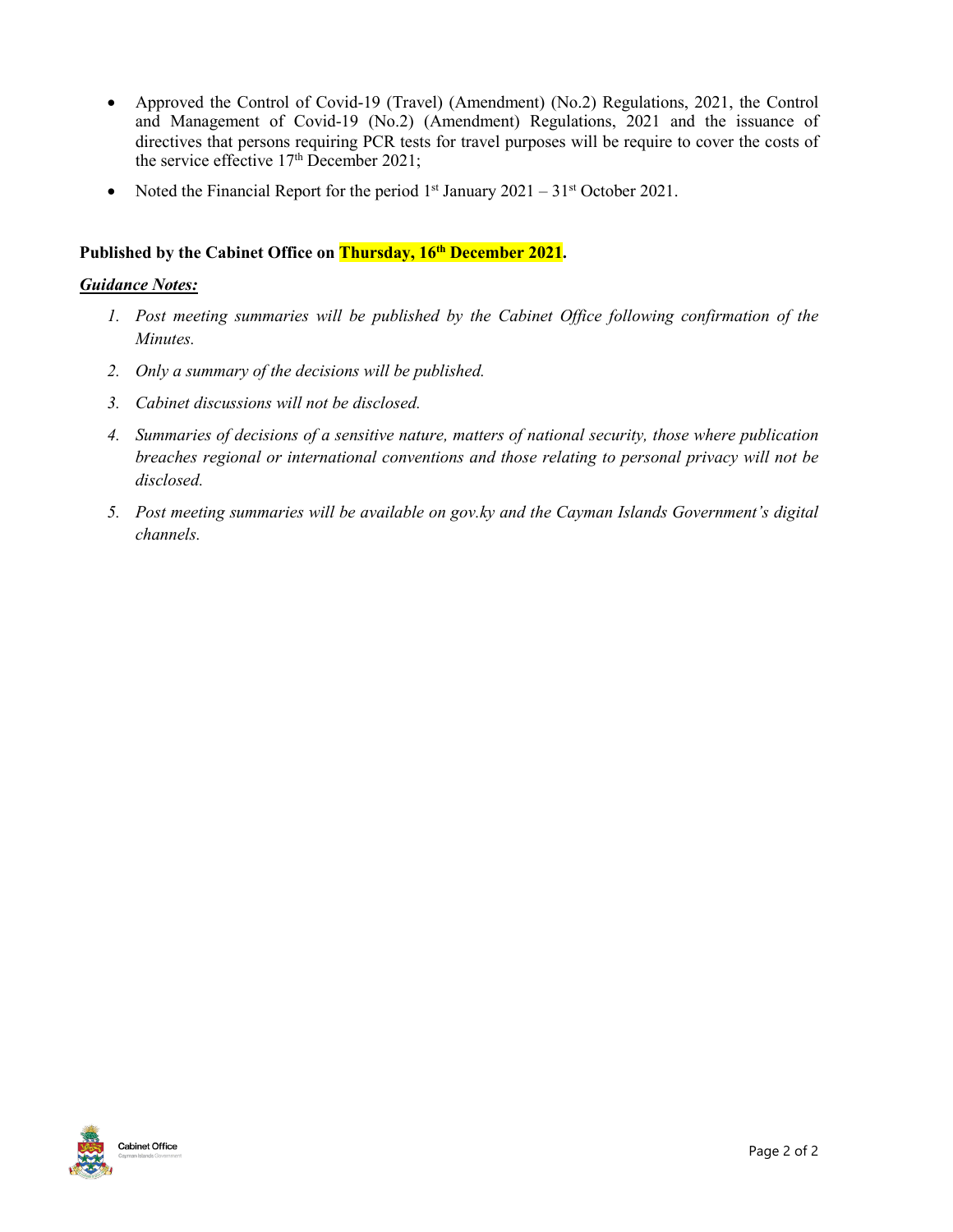- Approved the Control of Covid-19 (Travel) (Amendment) (No.2) Regulations, 2021, the Control and Management of Covid-19 (No.2) (Amendment) Regulations, 2021 and the issuance of directives that persons requiring PCR tests for travel purposes will be require to cover the costs of the service effective 17th December 2021;
- Noted the Financial Report for the period 1st January 2021 – 31st October 2021.

**Published by the Cabinet Office on Thursday, 16th December 2021.**

***Guidance Notes:***

1. *Post meeting summaries will be published by the Cabinet Office following confirmation of the Minutes.*
2. *Only a summary of the decisions will be published.*
3. *Cabinet discussions will not be disclosed.*
4. *Summaries of decisions of a sensitive nature, matters of national security, those where publication breaches regional or international conventions and those relating to personal privacy will not be disclosed.*
5. *Post meeting summaries will be available on gov.ky and the Cayman Islands Government's digital channels.*